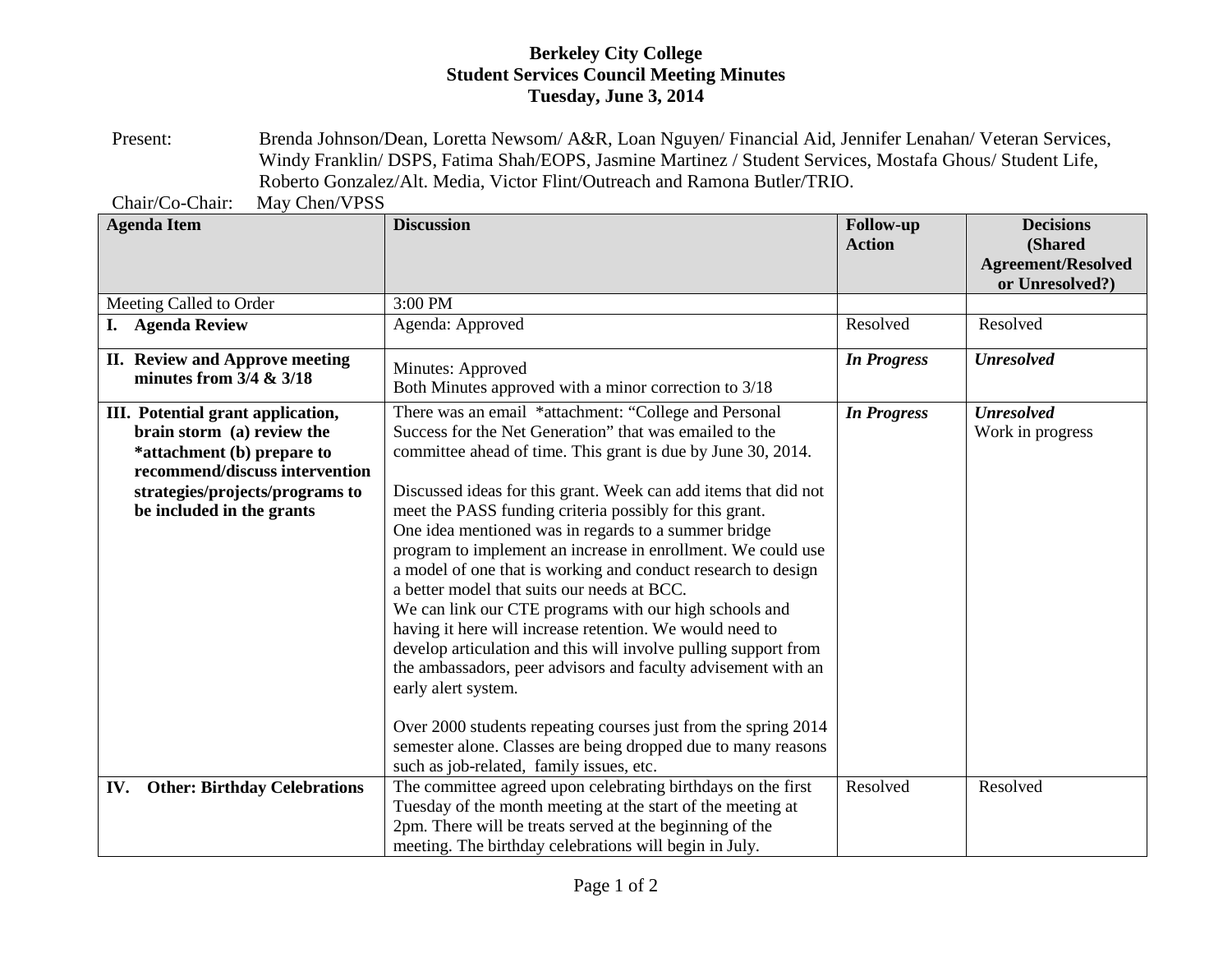**Berkeley City College**
**Student Services Council Meeting Minutes**
**Tuesday, June 3, 2014**

Present: Brenda Johnson/Dean, Loretta Newsom/ A&R, Loan Nguyen/ Financial Aid, Jennifer Lenahan/ Veteran Services, Windy Franklin/ DSPS, Fatima Shah/EOPS, Jasmine Martinez / Student Services, Mostafa Ghous/ Student Life, Roberto Gonzalez/Alt. Media, Victor Flint/Outreach and Ramona Butler/TRIO.

Chair/Co-Chair: May Chen/VPSS

| **Agenda Item** | **Discussion** | **Follow-up Action** | **Decisions (Shared Agreement/Resolved or Unresolved?)** |
|---|---|---|---|
| Meeting Called to Order | 3:00 PM | | |
| **I. Agenda Review** | Agenda: Approved | Resolved | Resolved |
| **II. Review and Approve meeting minutes from 3/4 & 3/18** | Minutes: Approved<br>Both Minutes approved with a minor correction to 3/18 | ***In Progress*** | ***Unresolved*** |
| **III. Potential grant application, brain storm (a) review the \*attachment (b) prepare to recommend/discuss intervention strategies/projects/programs to be included in the grants** | There was an email \*attachment: "College and Personal Success for the Net Generation" that was emailed to the committee ahead of time. This grant is due by June 30, 2014.<br><br>Discussed ideas for this grant. Week can add items that did not meet the PASS funding criteria possibly for this grant.<br>One idea mentioned was in regards to a summer bridge program to implement an increase in enrollment. We could use a model of one that is working and conduct research to design a better model that suits our needs at BCC.<br>We can link our CTE programs with our high schools and having it here will increase retention. We would need to develop articulation and this will involve pulling support from the ambassadors, peer advisors and faculty advisement with an early alert system.<br><br>Over 2000 students repeating courses just from the spring 2014 semester alone. Classes are being dropped due to many reasons such as job-related, family issues, etc. | ***In Progress*** | ***Unresolved***<br>Work in progress |
| **IV. Other: Birthday Celebrations** | The committee agreed upon celebrating birthdays on the first Tuesday of the month meeting at the start of the meeting at 2pm. There will be treats served at the beginning of the meeting. The birthday celebrations will begin in July. | Resolved | Resolved |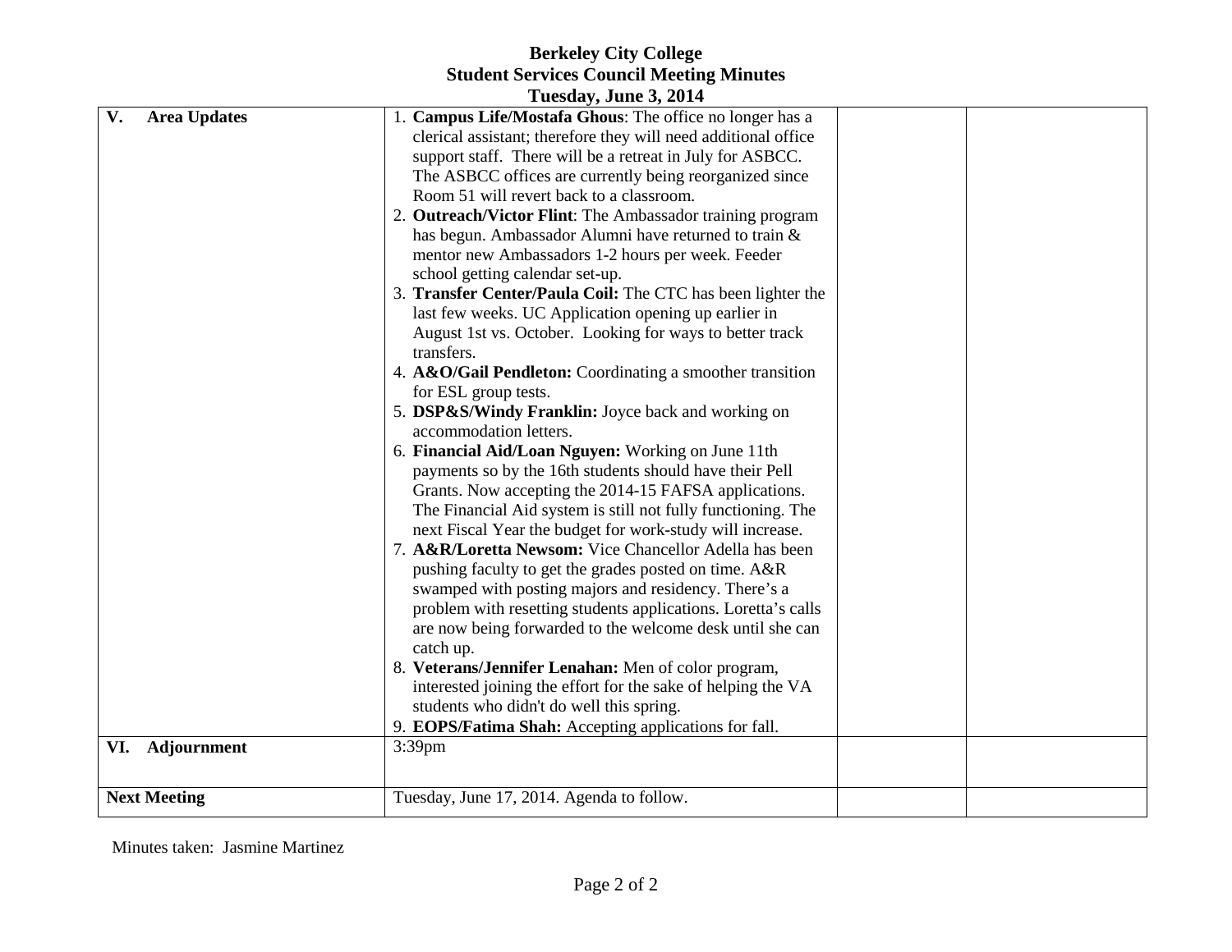**Berkeley City College**
**Student Services Council Meeting Minutes**
**Tuesday, June 3, 2014**

| | | | |
|---|---|---|---|
| **V. Area Updates** | 1. **Campus Life/Mostafa Ghous**: The office no longer has a clerical assistant; therefore they will need additional office support staff. There will be a retreat in July for ASBCC. The ASBCC offices are currently being reorganized since Room 51 will revert back to a classroom.<br>2. **Outreach/Victor Flint**: The Ambassador training program has begun. Ambassador Alumni have returned to train & mentor new Ambassadors 1-2 hours per week. Feeder school getting calendar set-up.<br>3. **Transfer Center/Paula Coil:** The CTC has been lighter the last few weeks. UC Application opening up earlier in August 1st vs. October. Looking for ways to better track transfers.<br>4. **A&O/Gail Pendleton:** Coordinating a smoother transition for ESL group tests.<br>5. **DSP&S/Windy Franklin:** Joyce back and working on accommodation letters.<br>6. **Financial Aid/Loan Nguyen:** Working on June 11th payments so by the 16th students should have their Pell Grants. Now accepting the 2014-15 FAFSA applications. The Financial Aid system is still not fully functioning. The next Fiscal Year the budget for work-study will increase.<br>7. **A&R/Loretta Newsom:** Vice Chancellor Adella has been pushing faculty to get the grades posted on time. A&R swamped with posting majors and residency. There's a problem with resetting students applications. Loretta's calls are now being forwarded to the welcome desk until she can catch up.<br>8. **Veterans/Jennifer Lenahan:** Men of color program, interested joining the effort for the sake of helping the VA students who didn't do well this spring.<br>9. **EOPS/Fatima Shah:** Accepting applications for fall. | | |
| **VI. Adjournment** | 3:39pm | | |
| **Next Meeting** | Tuesday, June 17, 2014. Agenda to follow. | | |

Minutes taken: Jasmine Martinez